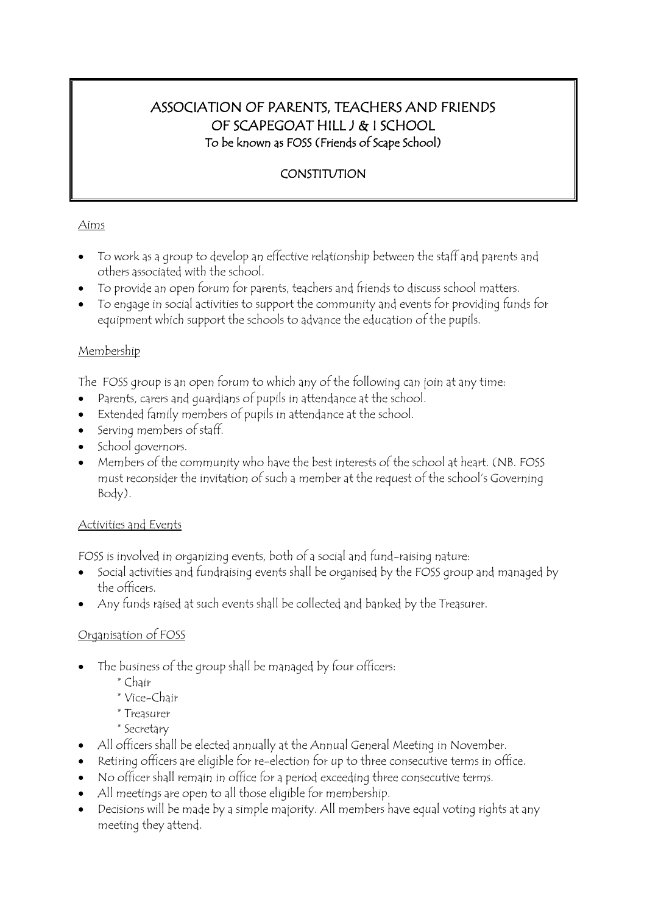# ASSOCIATION OF PARENTS, TEACHERS AND FRIENDS OF SCAPEGOAT HILL J & I SCHOOL

To be known as FOSS (Friends of Scape School)

## CONSTITUTION

### Aims

- To work as a group to develop an effective relationship between the staff and parents and others associated with the school.
- To provide an open forum for parents, teachers and friends to discuss school matters.
- To engage in social activities to support the community and events for providing funds for equipment which support the schools to advance the education of the pupils.

### Membership

The FOSS group is an open forum to which any of the following can join at any time:

- Parents, carers and guardians of pupils in attendance at the school.
- Extended family members of pupils in attendance at the school.
- Serving members of staff.
- School governors.
- Members of the community who have the best interests of the school at heart. (NB. FOSS must reconsider the invitation of such a member at the request of the school's Governing Body).

### Activities and Events

FOSS is involved in organizing events, both of a social and fund-raising nature:

- Social activities and fundraising events shall be organised by the FOSS group and managed by the officers.
- Any funds raised at such events shall be collected and banked by the Treasurer.

### Organisation of FOSS

- The business of the group shall be managed by four officers:
  - * Chair
  - * Vice-Chair
  - * Treasurer
  - * Secretary
- All officers shall be elected annually at the Annual General Meeting in November.
- Retiring officers are eligible for re-election for up to three consecutive terms in office.
- No officer shall remain in office for a period exceeding three consecutive terms.
- All meetings are open to all those eligible for membership.
- Decisions will be made by a simple majority. All members have equal voting rights at any meeting they attend.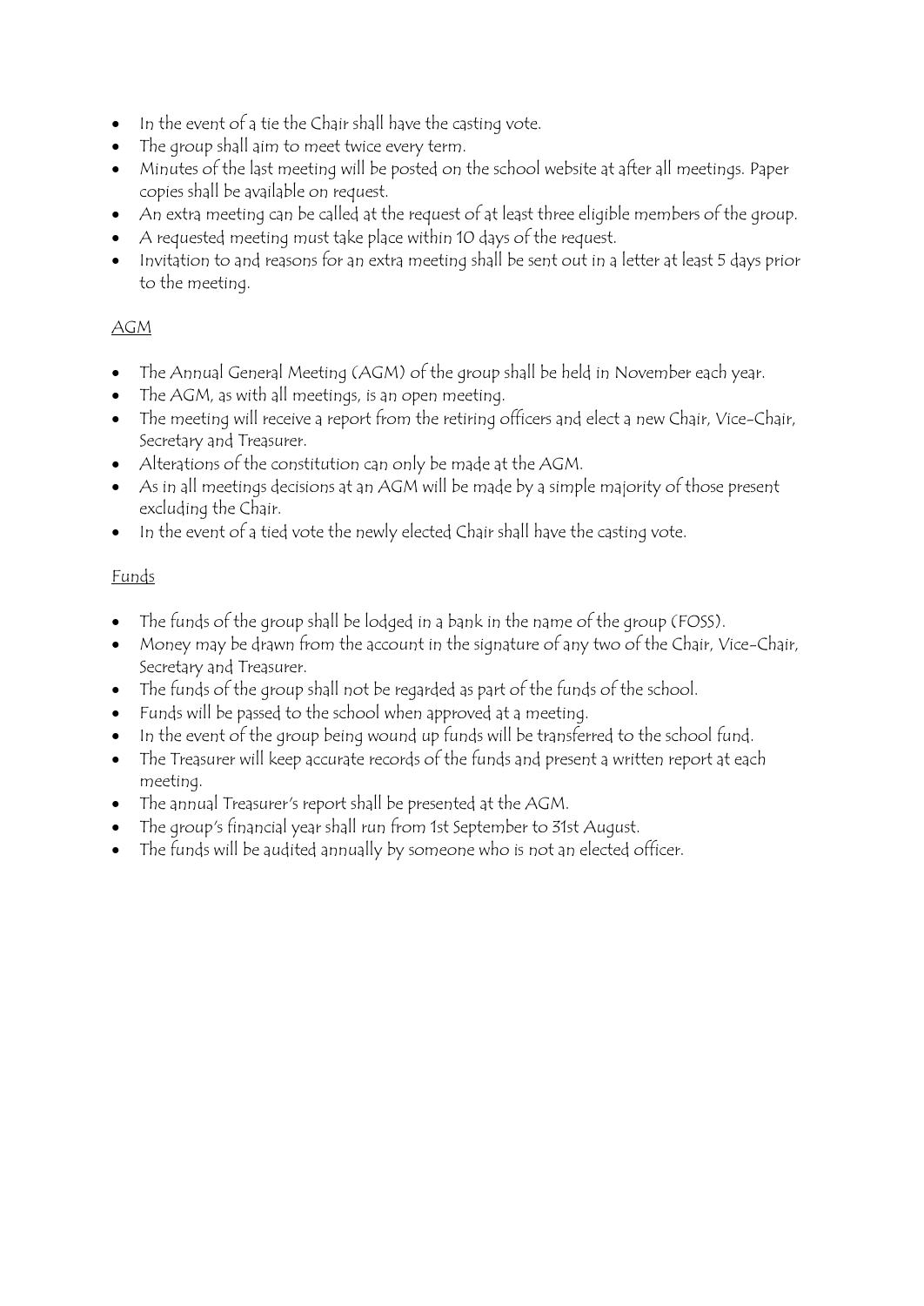- In the event of a tie the Chair shall have the casting vote.
- The group shall aim to meet twice every term.
- Minutes of the last meeting will be posted on the school website at after all meetings. Paper copies shall be available on request.
- An extra meeting can be called at the request of at least three eligible members of the group.
- A requested meeting must take place within 10 days of the request.
- Invitation to and reasons for an extra meeting shall be sent out in a letter at least 5 days prior to the meeting.

<u>AGM</u>

- The Annual General Meeting (AGM) of the group shall be held in November each year.
- The AGM, as with all meetings, is an open meeting.
- The meeting will receive a report from the retiring officers and elect a new Chair, Vice-Chair, Secretary and Treasurer.
- Alterations of the constitution can only be made at the AGM.
- As in all meetings decisions at an AGM will be made by a simple majority of those present excluding the Chair.
- In the event of a tied vote the newly elected Chair shall have the casting vote.

<u>Funds</u>

- The funds of the group shall be lodged in a bank in the name of the group (FOSS).
- Money may be drawn from the account in the signature of any two of the Chair, Vice-Chair, Secretary and Treasurer.
- The funds of the group shall not be regarded as part of the funds of the school.
- Funds will be passed to the school when approved at a meeting.
- In the event of the group being wound up funds will be transferred to the school fund.
- The Treasurer will keep accurate records of the funds and present a written report at each meeting.
- The annual Treasurer's report shall be presented at the AGM.
- The group's financial year shall run from 1st September to 31st August.
- The funds will be audited annually by someone who is not an elected officer.